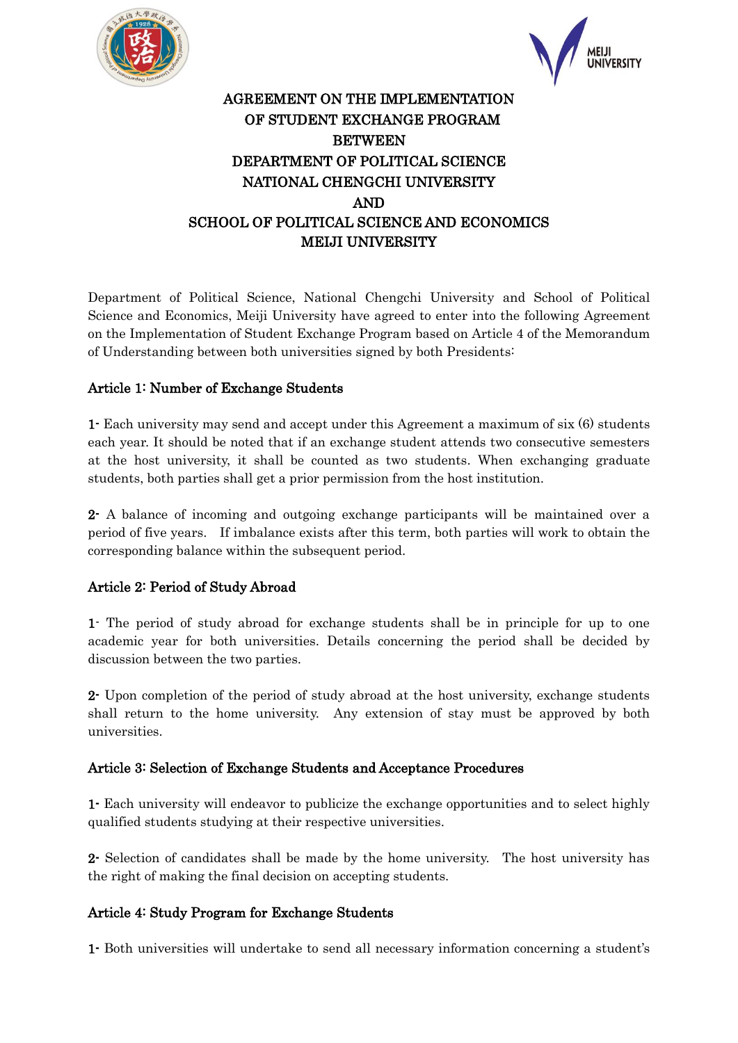# AGREEMENT ON THE IMPLEMENTATION OF STUDENT EXCHANGE PROGRAM BETWEEN DEPARTMENT OF POLITICAL SCIENCE NATIONAL CHENGCHI UNIVERSITY AND SCHOOL OF POLITICAL SCIENCE AND ECONOMICS MEIJI UNIVERSITY

Department of Political Science, National Chengchi University and School of Political Science and Economics, Meiji University have agreed to enter into the following Agreement on the Implementation of Student Exchange Program based on Article 4 of the Memorandum of Understanding between both universities signed by both Presidents:

## Article 1: Number of Exchange Students

1- Each university may send and accept under this Agreement a maximum of six (6) students each year. It should be noted that if an exchange student attends two consecutive semesters at the host university, it shall be counted as two students. When exchanging graduate students, both parties shall get a prior permission from the host institution.

2- A balance of incoming and outgoing exchange participants will be maintained over a period of five years. If imbalance exists after this term, both parties will work to obtain the corresponding balance within the subsequent period.

## Article 2: Period of Study Abroad

1- The period of study abroad for exchange students shall be in principle for up to one academic year for both universities. Details concerning the period shall be decided by discussion between the two parties.

2- Upon completion of the period of study abroad at the host university, exchange students shall return to the home university. Any extension of stay must be approved by both universities.

## Article 3: Selection of Exchange Students and Acceptance Procedures

1- Each university will endeavor to publicize the exchange opportunities and to select highly qualified students studying at their respective universities.

2- Selection of candidates shall be made by the home university. The host university has the right of making the final decision on accepting students.

## Article 4: Study Program for Exchange Students

1- Both universities will undertake to send all necessary information concerning a student's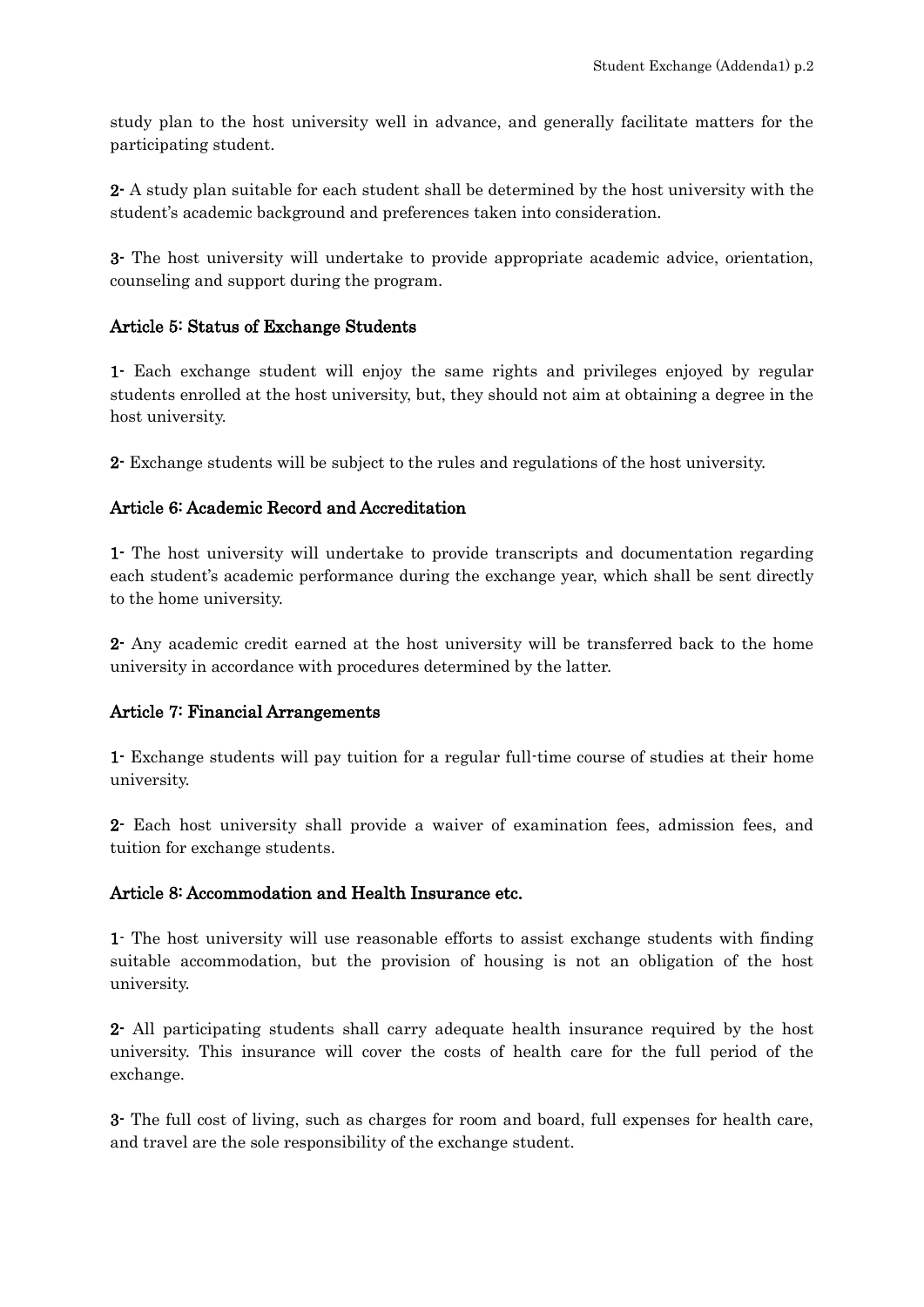study plan to the host university well in advance, and generally facilitate matters for the participating student.

**2-** A study plan suitable for each student shall be determined by the host university with the student's academic background and preferences taken into consideration.

**3-** The host university will undertake to provide appropriate academic advice, orientation, counseling and support during the program.

### Article 5: Status of Exchange Students

**1-** Each exchange student will enjoy the same rights and privileges enjoyed by regular students enrolled at the host university, but, they should not aim at obtaining a degree in the host university.

**2-** Exchange students will be subject to the rules and regulations of the host university.

### Article 6: Academic Record and Accreditation

**1-** The host university will undertake to provide transcripts and documentation regarding each student's academic performance during the exchange year, which shall be sent directly to the home university.

**2-** Any academic credit earned at the host university will be transferred back to the home university in accordance with procedures determined by the latter.

### Article 7: Financial Arrangements

**1-** Exchange students will pay tuition for a regular full-time course of studies at their home university.

**2-** Each host university shall provide a waiver of examination fees, admission fees, and tuition for exchange students.

### Article 8: Accommodation and Health Insurance etc.

**1-** The host university will use reasonable efforts to assist exchange students with finding suitable accommodation, but the provision of housing is not an obligation of the host university.

**2-** All participating students shall carry adequate health insurance required by the host university. This insurance will cover the costs of health care for the full period of the exchange.

**3-** The full cost of living, such as charges for room and board, full expenses for health care, and travel are the sole responsibility of the exchange student.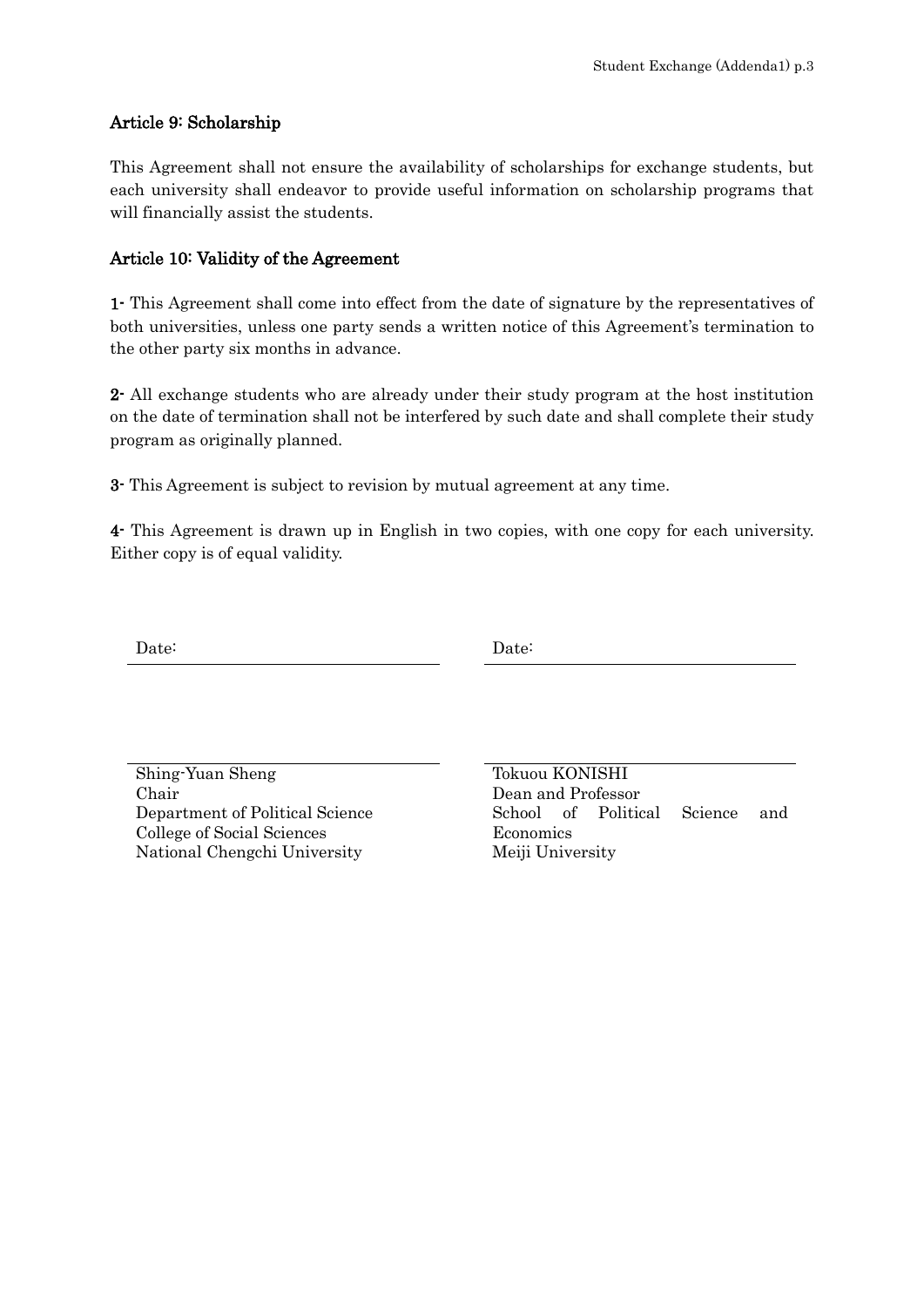### Article 9: Scholarship

This Agreement shall not ensure the availability of scholarships for exchange students, but each university shall endeavor to provide useful information on scholarship programs that will financially assist the students.

### Article 10: Validity of the Agreement

**1-** This Agreement shall come into effect from the date of signature by the representatives of both universities, unless one party sends a written notice of this Agreement's termination to the other party six months in advance.

**2-** All exchange students who are already under their study program at the host institution on the date of termination shall not be interfered by such date and shall complete their study program as originally planned.

**3-** This Agreement is subject to revision by mutual agreement at any time.

**4-** This Agreement is drawn up in English in two copies, with one copy for each university. Either copy is of equal validity.

Date: ______________________

Date: ______________________

______________________

Shing-Yuan Sheng
Chair
Department of Political Science
College of Social Sciences
National Chengchi University

______________________

Tokuou KONISHI
Dean and Professor
School of Political Science and Economics
Meiji University